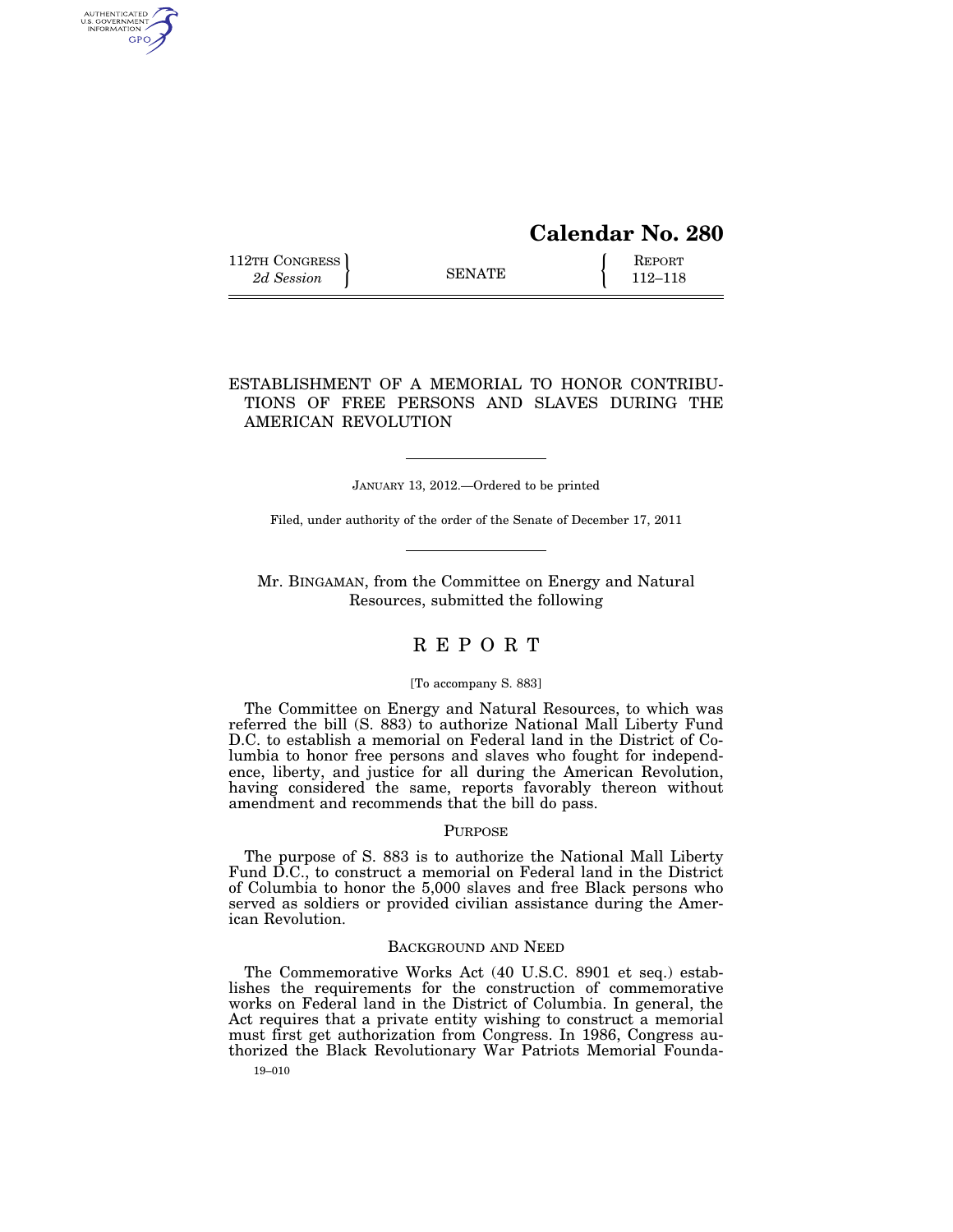# Calendar No. 280

112TH CONGRESS
*2d Session*

SENATE

REPORT
112–118

## ESTABLISHMENT OF A MEMORIAL TO HONOR CONTRIBUTIONS OF FREE PERSONS AND SLAVES DURING THE AMERICAN REVOLUTION

JANUARY 13, 2012.—Ordered to be printed

Filed, under authority of the order of the Senate of December 17, 2011

Mr. BINGAMAN, from the Committee on Energy and Natural Resources, submitted the following

# REPORT

[To accompany S. 883]

The Committee on Energy and Natural Resources, to which was referred the bill (S. 883) to authorize National Mall Liberty Fund D.C. to establish a memorial on Federal land in the District of Columbia to honor free persons and slaves who fought for independence, liberty, and justice for all during the American Revolution, having considered the same, reports favorably thereon without amendment and recommends that the bill do pass.

## PURPOSE

The purpose of S. 883 is to authorize the National Mall Liberty Fund D.C., to construct a memorial on Federal land in the District of Columbia to honor the 5,000 slaves and free Black persons who served as soldiers or provided civilian assistance during the American Revolution.

## BACKGROUND AND NEED

The Commemorative Works Act (40 U.S.C. 8901 et seq.) establishes the requirements for the construction of commemorative works on Federal land in the District of Columbia. In general, the Act requires that a private entity wishing to construct a memorial must first get authorization from Congress. In 1986, Congress authorized the Black Revolutionary War Patriots Memorial Founda-

19–010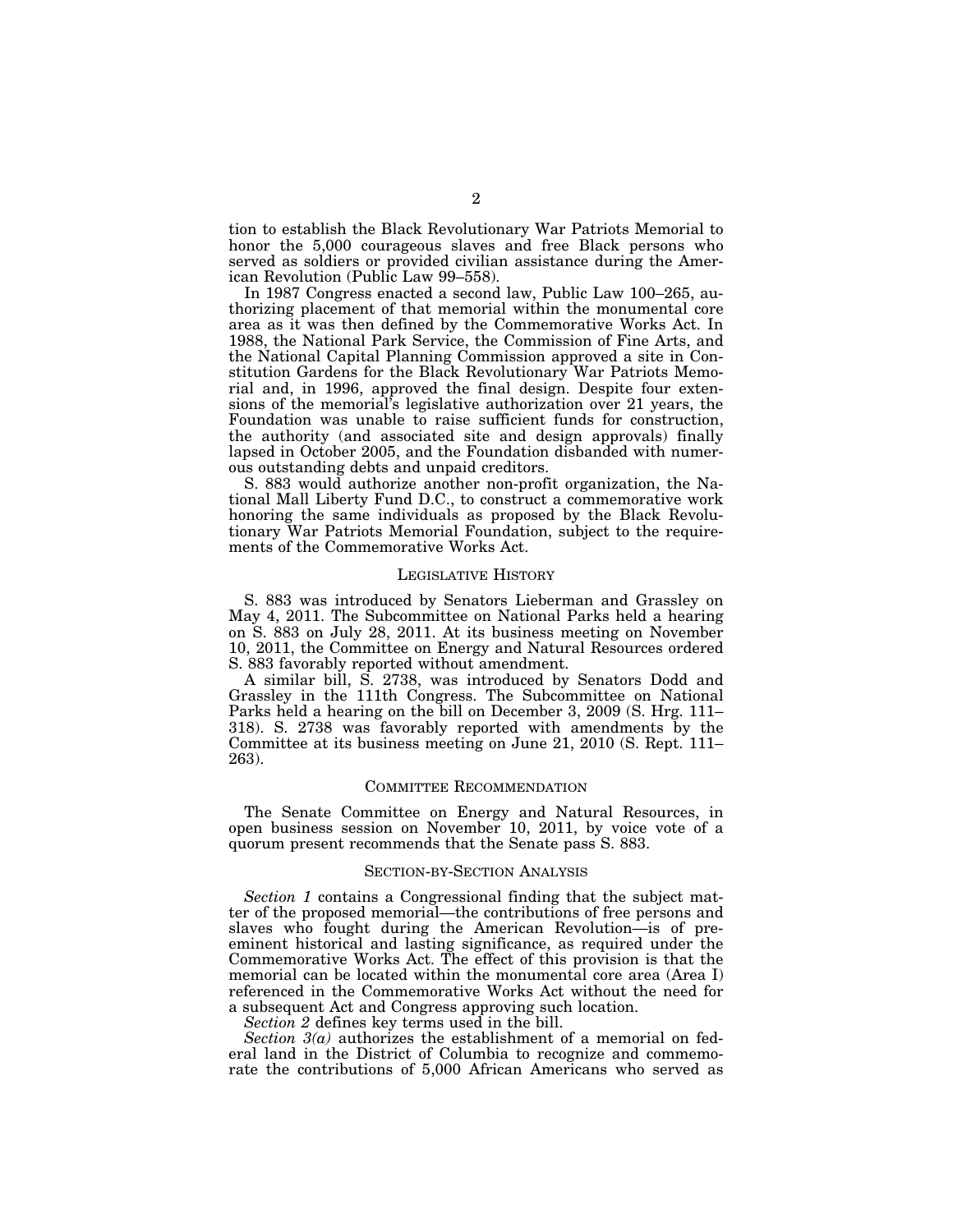tion to establish the Black Revolutionary War Patriots Memorial to honor the 5,000 courageous slaves and free Black persons who served as soldiers or provided civilian assistance during the American Revolution (Public Law 99–558).

In 1987 Congress enacted a second law, Public Law 100–265, authorizing placement of that memorial within the monumental core area as it was then defined by the Commemorative Works Act. In 1988, the National Park Service, the Commission of Fine Arts, and the National Capital Planning Commission approved a site in Constitution Gardens for the Black Revolutionary War Patriots Memorial and, in 1996, approved the final design. Despite four extensions of the memorial's legislative authorization over 21 years, the Foundation was unable to raise sufficient funds for construction, the authority (and associated site and design approvals) finally lapsed in October 2005, and the Foundation disbanded with numerous outstanding debts and unpaid creditors.

S. 883 would authorize another non-profit organization, the National Mall Liberty Fund D.C., to construct a commemorative work honoring the same individuals as proposed by the Black Revolutionary War Patriots Memorial Foundation, subject to the requirements of the Commemorative Works Act.

## LEGISLATIVE HISTORY

S. 883 was introduced by Senators Lieberman and Grassley on May 4, 2011. The Subcommittee on National Parks held a hearing on S. 883 on July 28, 2011. At its business meeting on November 10, 2011, the Committee on Energy and Natural Resources ordered S. 883 favorably reported without amendment.

A similar bill, S. 2738, was introduced by Senators Dodd and Grassley in the 111th Congress. The Subcommittee on National Parks held a hearing on the bill on December 3, 2009 (S. Hrg. 111–318). S. 2738 was favorably reported with amendments by the Committee at its business meeting on June 21, 2010 (S. Rept. 111–263).

## COMMITTEE RECOMMENDATION

The Senate Committee on Energy and Natural Resources, in open business session on November 10, 2011, by voice vote of a quorum present recommends that the Senate pass S. 883.

## SECTION-BY-SECTION ANALYSIS

*Section 1* contains a Congressional finding that the subject matter of the proposed memorial—the contributions of free persons and slaves who fought during the American Revolution—is of preeminent historical and lasting significance, as required under the Commemorative Works Act. The effect of this provision is that the memorial can be located within the monumental core area (Area I) referenced in the Commemorative Works Act without the need for a subsequent Act and Congress approving such location.

*Section 2* defines key terms used in the bill.

*Section 3(a)* authorizes the establishment of a memorial on federal land in the District of Columbia to recognize and commemorate the contributions of 5,000 African Americans who served as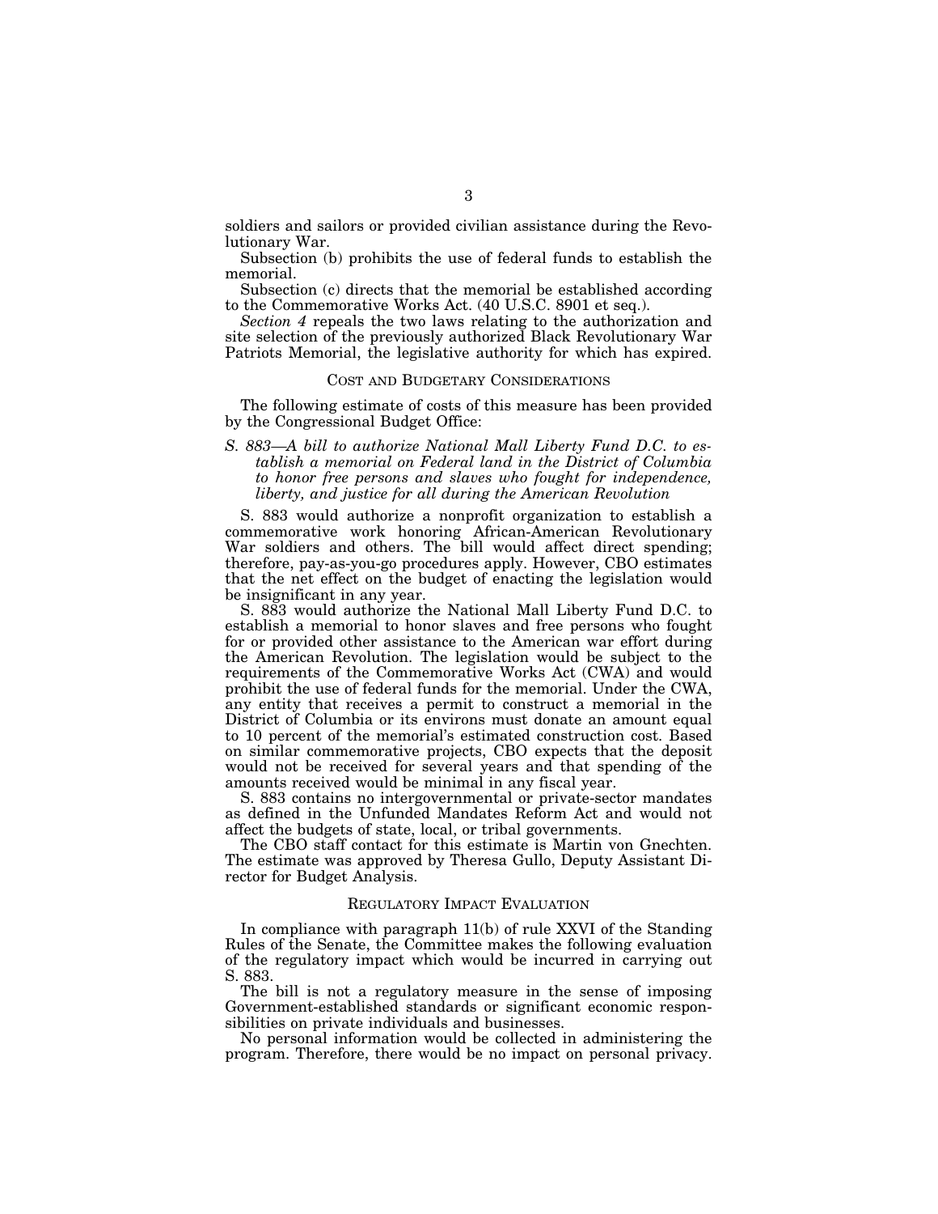soldiers and sailors or provided civilian assistance during the Revolutionary War.

Subsection (b) prohibits the use of federal funds to establish the memorial.

Subsection (c) directs that the memorial be established according to the Commemorative Works Act. (40 U.S.C. 8901 et seq.).

*Section 4* repeals the two laws relating to the authorization and site selection of the previously authorized Black Revolutionary War Patriots Memorial, the legislative authority for which has expired.

## COST AND BUDGETARY CONSIDERATIONS

The following estimate of costs of this measure has been provided by the Congressional Budget Office:

*S. 883—A bill to authorize National Mall Liberty Fund D.C. to establish a memorial on Federal land in the District of Columbia to honor free persons and slaves who fought for independence, liberty, and justice for all during the American Revolution*

S. 883 would authorize a nonprofit organization to establish a commemorative work honoring African-American Revolutionary War soldiers and others. The bill would affect direct spending; therefore, pay-as-you-go procedures apply. However, CBO estimates that the net effect on the budget of enacting the legislation would be insignificant in any year.

S. 883 would authorize the National Mall Liberty Fund D.C. to establish a memorial to honor slaves and free persons who fought for or provided other assistance to the American war effort during the American Revolution. The legislation would be subject to the requirements of the Commemorative Works Act (CWA) and would prohibit the use of federal funds for the memorial. Under the CWA, any entity that receives a permit to construct a memorial in the District of Columbia or its environs must donate an amount equal to 10 percent of the memorial's estimated construction cost. Based on similar commemorative projects, CBO expects that the deposit would not be received for several years and that spending of the amounts received would be minimal in any fiscal year.

S. 883 contains no intergovernmental or private-sector mandates as defined in the Unfunded Mandates Reform Act and would not affect the budgets of state, local, or tribal governments.

The CBO staff contact for this estimate is Martin von Gnechten. The estimate was approved by Theresa Gullo, Deputy Assistant Director for Budget Analysis.

## REGULATORY IMPACT EVALUATION

In compliance with paragraph 11(b) of rule XXVI of the Standing Rules of the Senate, the Committee makes the following evaluation of the regulatory impact which would be incurred in carrying out S. 883.

The bill is not a regulatory measure in the sense of imposing Government-established standards or significant economic responsibilities on private individuals and businesses.

No personal information would be collected in administering the program. Therefore, there would be no impact on personal privacy.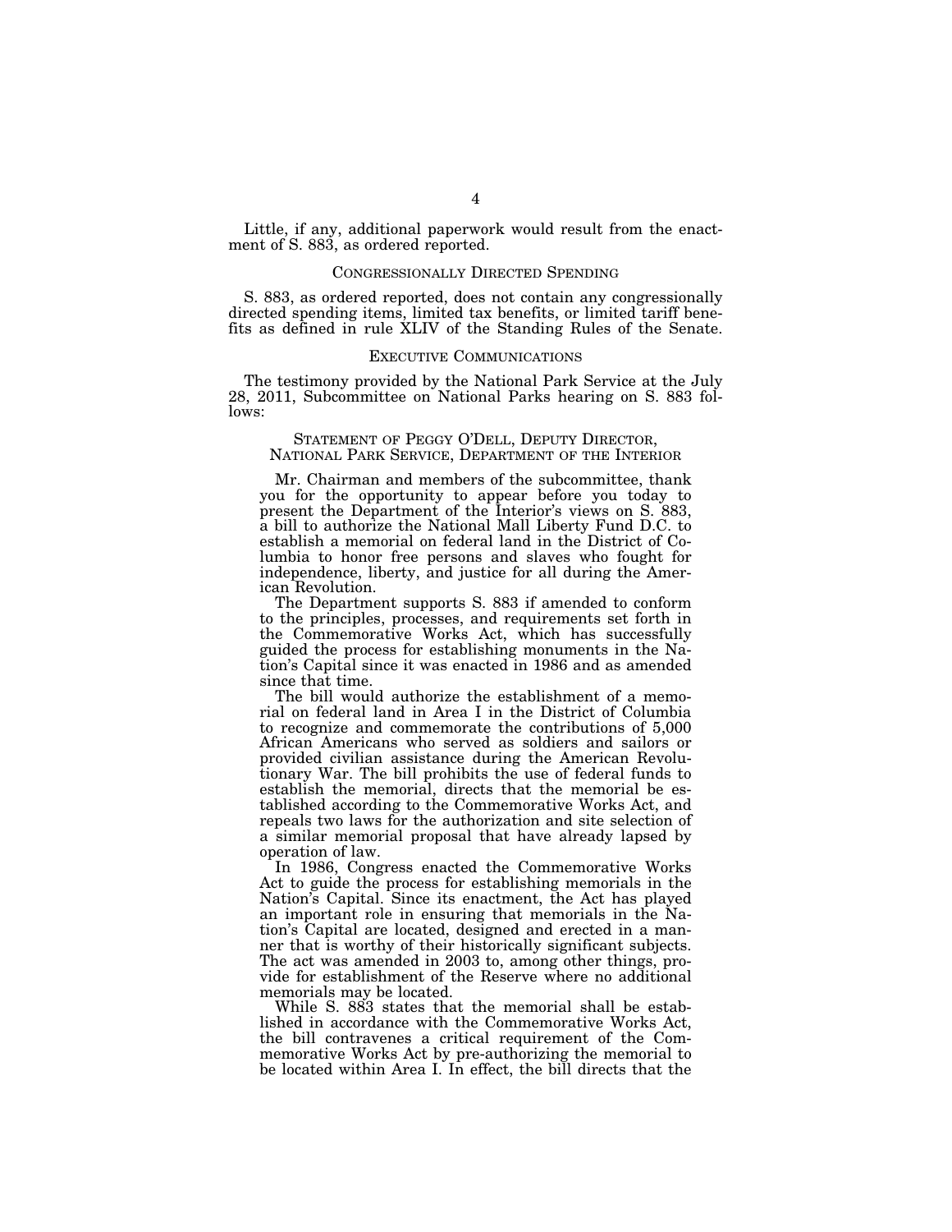Little, if any, additional paperwork would result from the enactment of S. 883, as ordered reported.

## CONGRESSIONALLY DIRECTED SPENDING

S. 883, as ordered reported, does not contain any congressionally directed spending items, limited tax benefits, or limited tariff benefits as defined in rule XLIV of the Standing Rules of the Senate.

## EXECUTIVE COMMUNICATIONS

The testimony provided by the National Park Service at the July 28, 2011, Subcommittee on National Parks hearing on S. 883 follows:

### STATEMENT OF PEGGY O'DELL, DEPUTY DIRECTOR, NATIONAL PARK SERVICE, DEPARTMENT OF THE INTERIOR

Mr. Chairman and members of the subcommittee, thank you for the opportunity to appear before you today to present the Department of the Interior's views on S. 883, a bill to authorize the National Mall Liberty Fund D.C. to establish a memorial on federal land in the District of Columbia to honor free persons and slaves who fought for independence, liberty, and justice for all during the American Revolution.

The Department supports S. 883 if amended to conform to the principles, processes, and requirements set forth in the Commemorative Works Act, which has successfully guided the process for establishing monuments in the Nation's Capital since it was enacted in 1986 and as amended since that time.

The bill would authorize the establishment of a memorial on federal land in Area I in the District of Columbia to recognize and commemorate the contributions of 5,000 African Americans who served as soldiers and sailors or provided civilian assistance during the American Revolutionary War. The bill prohibits the use of federal funds to establish the memorial, directs that the memorial be established according to the Commemorative Works Act, and repeals two laws for the authorization and site selection of a similar memorial proposal that have already lapsed by operation of law.

In 1986, Congress enacted the Commemorative Works Act to guide the process for establishing memorials in the Nation's Capital. Since its enactment, the Act has played an important role in ensuring that memorials in the Nation's Capital are located, designed and erected in a manner that is worthy of their historically significant subjects. The act was amended in 2003 to, among other things, provide for establishment of the Reserve where no additional memorials may be located.

While S. 883 states that the memorial shall be established in accordance with the Commemorative Works Act, the bill contravenes a critical requirement of the Commemorative Works Act by pre-authorizing the memorial to be located within Area I. In effect, the bill directs that the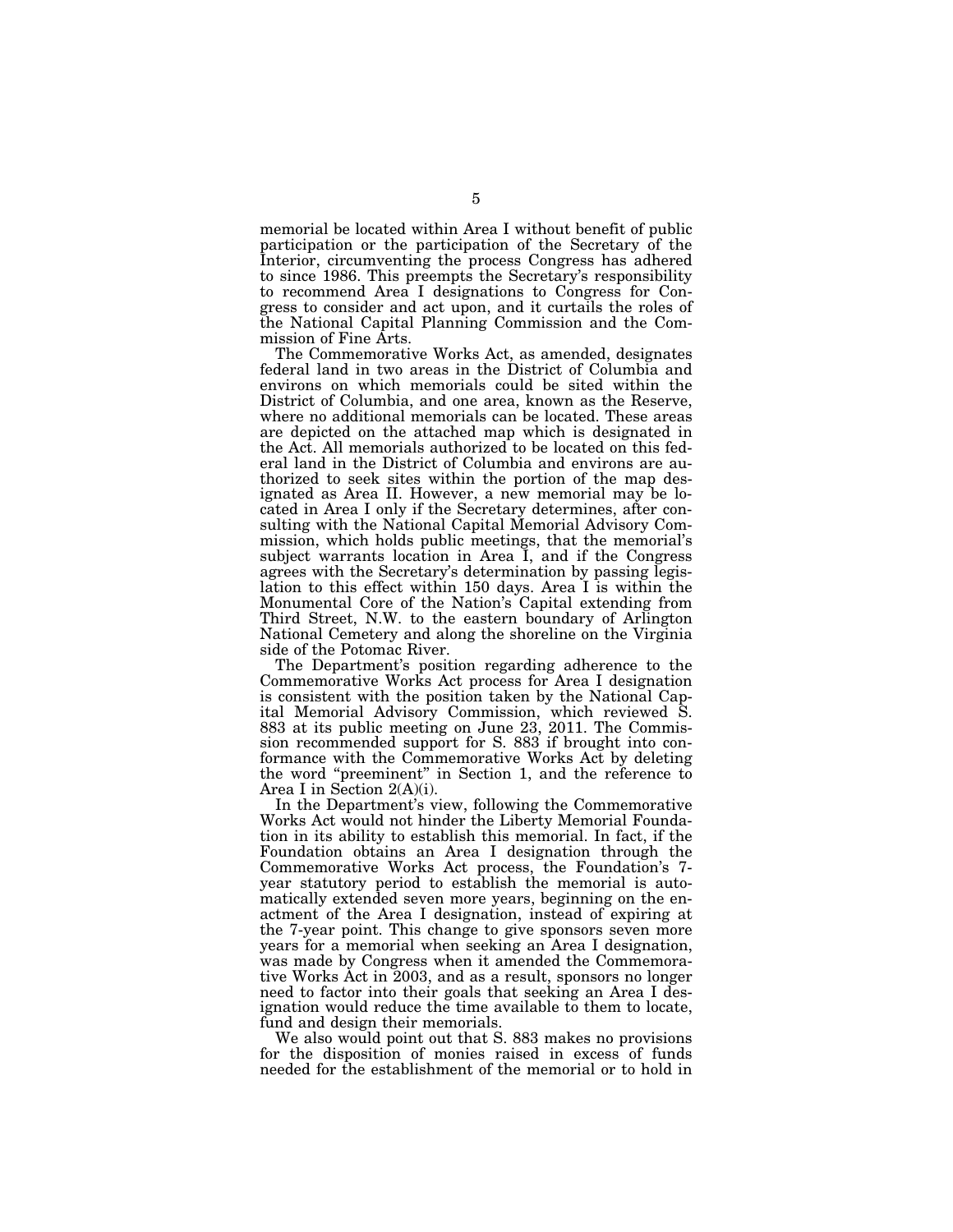memorial be located within Area I without benefit of public participation or the participation of the Secretary of the Interior, circumventing the process Congress has adhered to since 1986. This preempts the Secretary's responsibility to recommend Area I designations to Congress for Congress to consider and act upon, and it curtails the roles of the National Capital Planning Commission and the Commission of Fine Arts.

The Commemorative Works Act, as amended, designates federal land in two areas in the District of Columbia and environs on which memorials could be sited within the District of Columbia, and one area, known as the Reserve, where no additional memorials can be located. These areas are depicted on the attached map which is designated in the Act. All memorials authorized to be located on this federal land in the District of Columbia and environs are authorized to seek sites within the portion of the map designated as Area II. However, a new memorial may be located in Area I only if the Secretary determines, after consulting with the National Capital Memorial Advisory Commission, which holds public meetings, that the memorial's subject warrants location in Area I, and if the Congress agrees with the Secretary's determination by passing legislation to this effect within 150 days. Area I is within the Monumental Core of the Nation's Capital extending from Third Street, N.W. to the eastern boundary of Arlington National Cemetery and along the shoreline on the Virginia side of the Potomac River.

The Department's position regarding adherence to the Commemorative Works Act process for Area I designation is consistent with the position taken by the National Capital Memorial Advisory Commission, which reviewed S. 883 at its public meeting on June 23, 2011. The Commission recommended support for S. 883 if brought into conformance with the Commemorative Works Act by deleting the word "preeminent" in Section 1, and the reference to Area I in Section 2(A)(i).

In the Department's view, following the Commemorative Works Act would not hinder the Liberty Memorial Foundation in its ability to establish this memorial. In fact, if the Foundation obtains an Area I designation through the Commemorative Works Act process, the Foundation's 7-year statutory period to establish the memorial is automatically extended seven more years, beginning on the enactment of the Area I designation, instead of expiring at the 7-year point. This change to give sponsors seven more years for a memorial when seeking an Area I designation, was made by Congress when it amended the Commemorative Works Act in 2003, and as a result, sponsors no longer need to factor into their goals that seeking an Area I designation would reduce the time available to them to locate, fund and design their memorials.

We also would point out that S. 883 makes no provisions for the disposition of monies raised in excess of funds needed for the establishment of the memorial or to hold in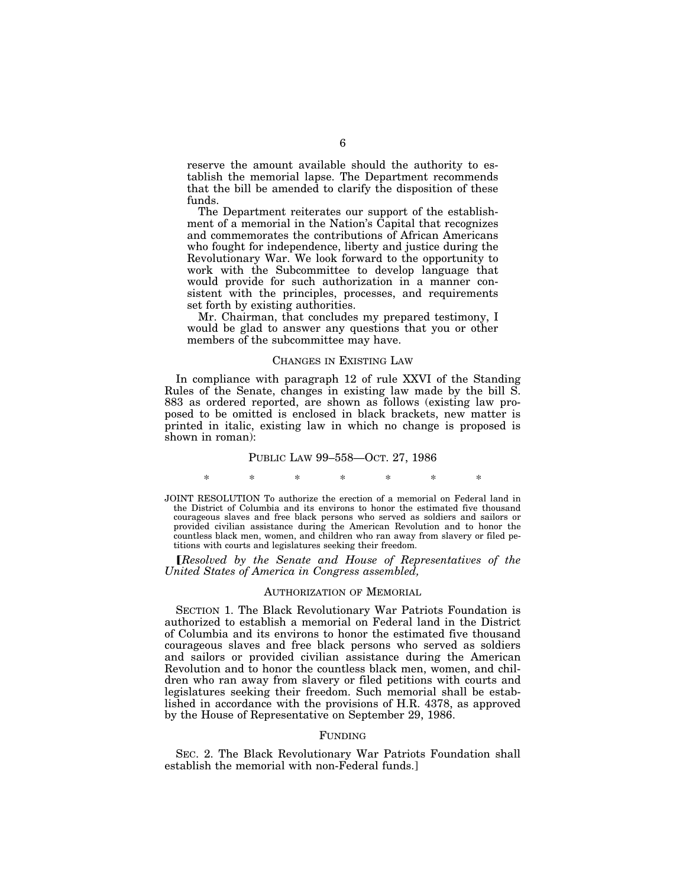reserve the amount available should the authority to establish the memorial lapse. The Department recommends that the bill be amended to clarify the disposition of these funds.

The Department reiterates our support of the establishment of a memorial in the Nation's Capital that recognizes and commemorates the contributions of African Americans who fought for independence, liberty and justice during the Revolutionary War. We look forward to the opportunity to work with the Subcommittee to develop language that would provide for such authorization in a manner consistent with the principles, processes, and requirements set forth by existing authorities.

Mr. Chairman, that concludes my prepared testimony, I would be glad to answer any questions that you or other members of the subcommittee may have.

## CHANGES IN EXISTING LAW

In compliance with paragraph 12 of rule XXVI of the Standing Rules of the Senate, changes in existing law made by the bill S. 883 as ordered reported, are shown as follows (existing law proposed to be omitted is enclosed in black brackets, new matter is printed in italic, existing law in which no change is proposed is shown in roman):

### PUBLIC LAW 99–558—OCT. 27, 1986

\* \* \* \* \* \* \*

JOINT RESOLUTION To authorize the erection of a memorial on Federal land in the District of Columbia and its environs to honor the estimated five thousand courageous slaves and free black persons who served as soldiers and sailors or provided civilian assistance during the American Revolution and to honor the countless black men, women, and children who ran away from slavery or filed petitions with courts and legislatures seeking their freedom.

[*Resolved by the Senate and House of Representatives of the United States of America in Congress assembled,*

#### AUTHORIZATION OF MEMORIAL

SECTION 1. The Black Revolutionary War Patriots Foundation is authorized to establish a memorial on Federal land in the District of Columbia and its environs to honor the estimated five thousand courageous slaves and free black persons who served as soldiers and sailors or provided civilian assistance during the American Revolution and to honor the countless black men, women, and children who ran away from slavery or filed petitions with courts and legislatures seeking their freedom. Such memorial shall be established in accordance with the provisions of H.R. 4378, as approved by the House of Representative on September 29, 1986.

#### FUNDING

SEC. 2. The Black Revolutionary War Patriots Foundation shall establish the memorial with non-Federal funds.]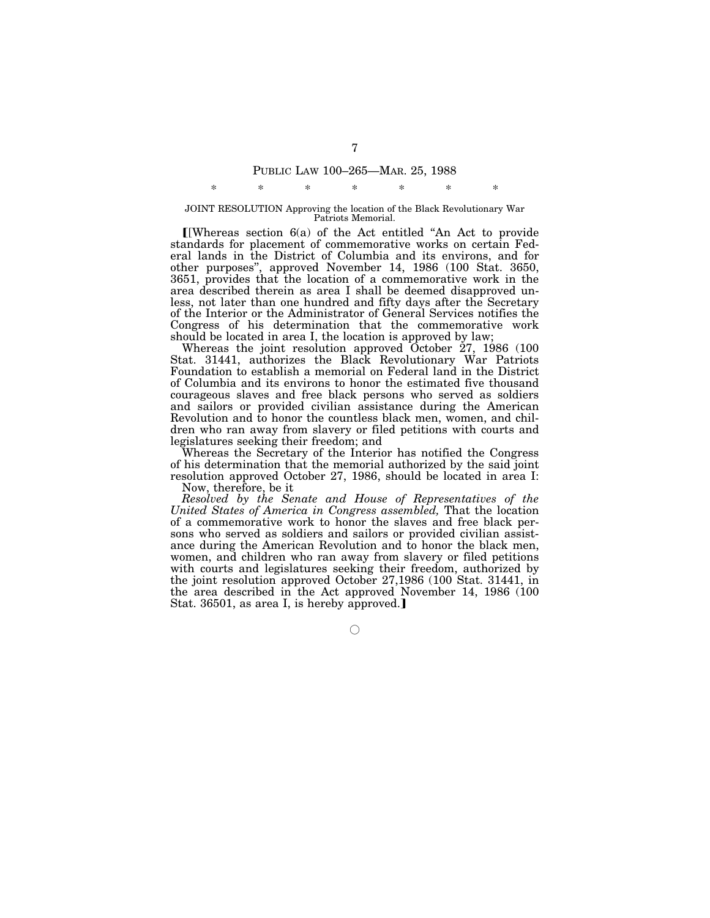PUBLIC LAW 100–265—MAR. 25, 1988

\* \* \* \* \* \* \*

JOINT RESOLUTION Approving the location of the Black Revolutionary War Patriots Memorial.

⟦[Whereas section 6(a) of the Act entitled "An Act to provide standards for placement of commemorative works on certain Federal lands in the District of Columbia and its environs, and for other purposes", approved November 14, 1986 (100 Stat. 3650, 3651, provides that the location of a commemorative work in the area described therein as area I shall be deemed disapproved unless, not later than one hundred and fifty days after the Secretary of the Interior or the Administrator of General Services notifies the Congress of his determination that the commemorative work should be located in area I, the location is approved by law;

Whereas the joint resolution approved October 27, 1986 (100 Stat. 31441, authorizes the Black Revolutionary War Patriots Foundation to establish a memorial on Federal land in the District of Columbia and its environs to honor the estimated five thousand courageous slaves and free black persons who served as soldiers and sailors or provided civilian assistance during the American Revolution and to honor the countless black men, women, and children who ran away from slavery or filed petitions with courts and legislatures seeking their freedom; and

Whereas the Secretary of the Interior has notified the Congress of his determination that the memorial authorized by the said joint resolution approved October 27, 1986, should be located in area I: Now, therefore, be it

*Resolved by the Senate and House of Representatives of the United States of America in Congress assembled,* That the location of a commemorative work to honor the slaves and free black persons who served as soldiers and sailors or provided civilian assistance during the American Revolution and to honor the black men, women, and children who ran away from slavery or filed petitions with courts and legislatures seeking their freedom, authorized by the joint resolution approved October 27,1986 (100 Stat. 31441, in the area described in the Act approved November 14, 1986 (100 Stat. 36501, as area I, is hereby approved.]⟧

○